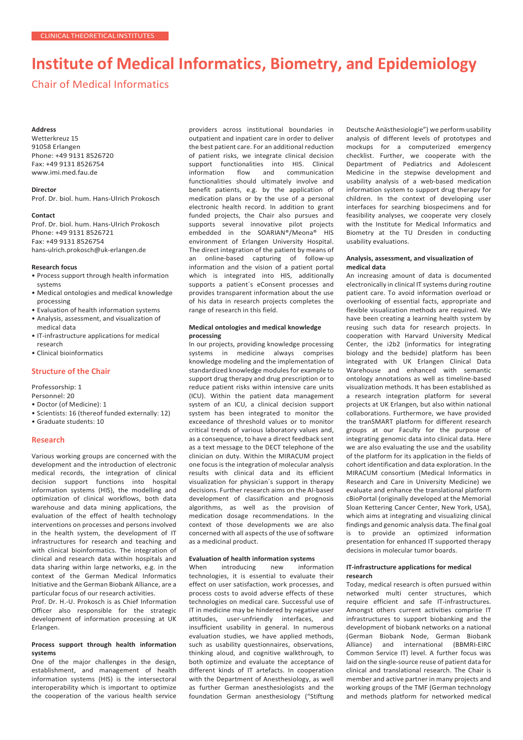CLINICAL THEORETICAL INSTITUTES

# Institute of Medical Informatics, Biometry, and Epidemiology

## Chair of Medical Informatics

**Address**
Wetterkreuz 15
91058 Erlangen
Phone: +49 9131 8526720
Fax: +49 9131 8526754
www.imi.med.fau.de

**Director**
Prof. Dr. biol. hum. Hans-Ulrich Prokosch

**Contact**
Prof. Dr. biol. hum. Hans-Ulrich Prokosch
Phone: +49 9131 8526721
Fax: +49 9131 8526754
hans-ulrich.prokosch@uk-erlangen.de

**Research focus**

- Process support through health information systems
- Medical ontologies and medical knowledge processing
- Evaluation of health information systems
- Analysis, assessment, and visualization of medical data
- IT-infrastructure applications for medical research
- Clinical bioinformatics

### Structure of the Chair

Professorship: 1
Personnel: 20

- Doctor (of Medicine): 1
- Scientists: 16 (thereof funded externally: 12)
- Graduate students: 10

### Research

Various working groups are concerned with the development and the introduction of electronic medical records, the integration of clinical decision support functions into hospital information systems (HIS), the modelling and optimization of clinical workflows, both data warehouse and data mining applications, the evaluation of the effect of health technology interventions on processes and persons involved in the health system, the development of IT infrastructures for research and teaching and with clinical bioinformatics. The integration of clinical and research data within hospitals and data sharing within large networks, e.g. in the context of the German Medical Informatics Initiative and the German Biobank Alliance, are a particular focus of our research activities.
Prof. Dr. H.-U. Prokosch is as Chief Information Officer also responsible for the strategic development of information processing at UK Erlangen.

**Process support through health information systems**
One of the major challenges in the design, establishment, and management of health information systems (HIS) is the intersectoral interoperability which is important to optimize the cooperation of the various health service providers across institutional boundaries in outpatient and inpatient care in order to deliver the best patient care. For an additional reduction of patient risks, we integrate clinical decision support functionalities into HIS. Clinical information flow and communication functionalities should ultimately involve and benefit patients, e.g. by the application of medication plans or by the use of a personal electronic health record. In addition to grant funded projects, the Chair also pursues and supports several innovative pilot projects embedded in the SOARIAN®/Meona® HIS environment of Erlangen University Hospital. The direct integration of the patient by means of an online-based capturing of follow-up information and the vision of a patient portal which is integrated into HIS, additionally supports a patient´s eConsent processes and provides transparent information about the use of his data in research projects completes the range of research in this field.

**Medical ontologies and medical knowledge processing**
In our projects, providing knowledge processing systems in medicine always comprises knowledge modeling and the implementation of standardized knowledge modules for example to support drug therapy and drug prescription or to reduce patient risks within intensive care units (ICU). Within the patient data management system of an ICU, a clinical decision support system has been integrated to monitor the exceedance of threshold values or to monitor critical trends of various laboratory values and, as a consequence, to have a direct feedback sent as a text message to the DECT telephone of the clinician on duty. Within the MIRACUM project one focus is the integration of molecular analysis results with clinical data and its efficient visualization for physician´s support in therapy decisions. Further research aims on the AI-based development of classification and prognosis algorithms, as well as the provision of medication dosage recommendations. In the context of those developments we are also concerned with all aspects of the use of software as a medicinal product.

**Evaluation of health information systems**
When introducing new information technologies, it is essential to evaluate their effect on user satisfaction, work processes, and process costs to avoid adverse effects of these technologies on medical care. Successful use of IT in medicine may be hindered by negative user attitudes, user-unfriendly interfaces, and insufficient usability in general. In numerous evaluation studies, we have applied methods, such as usability questionnaires, observations, thinking aloud, and cognitive walkthrough, to both optimize and evaluate the acceptance of different kinds of IT artefacts. In cooperation with the Department of Anesthesiology, as well as further German anesthesiologists and the foundation German anesthesiology ("Stiftung Deutsche Anästhesiologie") we perform usability analysis of different levels of prototypes and mockups for a computerized emergency checklist. Further, we cooperate with the Department of Pediatrics and Adolescent Medicine in the stepwise development and usability analysis of a web-based medication information system to support drug therapy for children. In the context of developing user interfaces for searching biospecimens and for feasibility analyses, we cooperate very closely with the Institute for Medical Informatics and Biometry at the TU Dresden in conducting usability evaluations.

**Analysis, assessment, and visualization of medical data**
An increasing amount of data is documented electronically in clinical IT systems during routine patient care. To avoid information overload or overlooking of essential facts, appropriate and flexible visualization methods are required. We have been creating a learning health system by reusing such data for research projects. In cooperation with Harvard University Medical Center, the i2b2 (informatics for integrating biology and the bedside) platform has been integrated with UK Erlangen Clinical Data Warehouse and enhanced with semantic ontology annotations as well as timeline-based visualization methods. It has been established as a research integration platform for several projects at UK Erlangen, but also within national collaborations. Furthermore, we have provided the tranSMART platform for different research groups at our Faculty for the purpose of integrating genomic data into clinical data. Here we are also evaluating the use and the usability of the platform for its application in the fields of cohort identification and data exploration. In the MIRACUM consortium (Medical Informatics in Research and Care in University Medicine) we evaluate and enhance the translational platform cBioPortal (originally developed at the Memorial Sloan Kettering Cancer Center, New York, USA), which aims at integrating and visualizing clinical findings and genomic analysis data. The final goal is to provide an optimized information presentation for enhanced IT supported therapy decisions in molecular tumor boards.

**IT-infrastructure applications for medical research**
Today, medical research is often pursued within networked multi center structures, which require efficient and safe IT-infrastructures. Amongst others current activities comprise IT infrastructures to support biobanking and the development of biobank networks on a national (German Biobank Node, German Biobank Alliance) and international (BBMRI-EIRC Common Service IT) level. A further focus was laid on the single-source reuse of patient data for clinical and translational research. The Chair is member and active partner in many projects and working groups of the TMF (German technology and methods platform for networked medical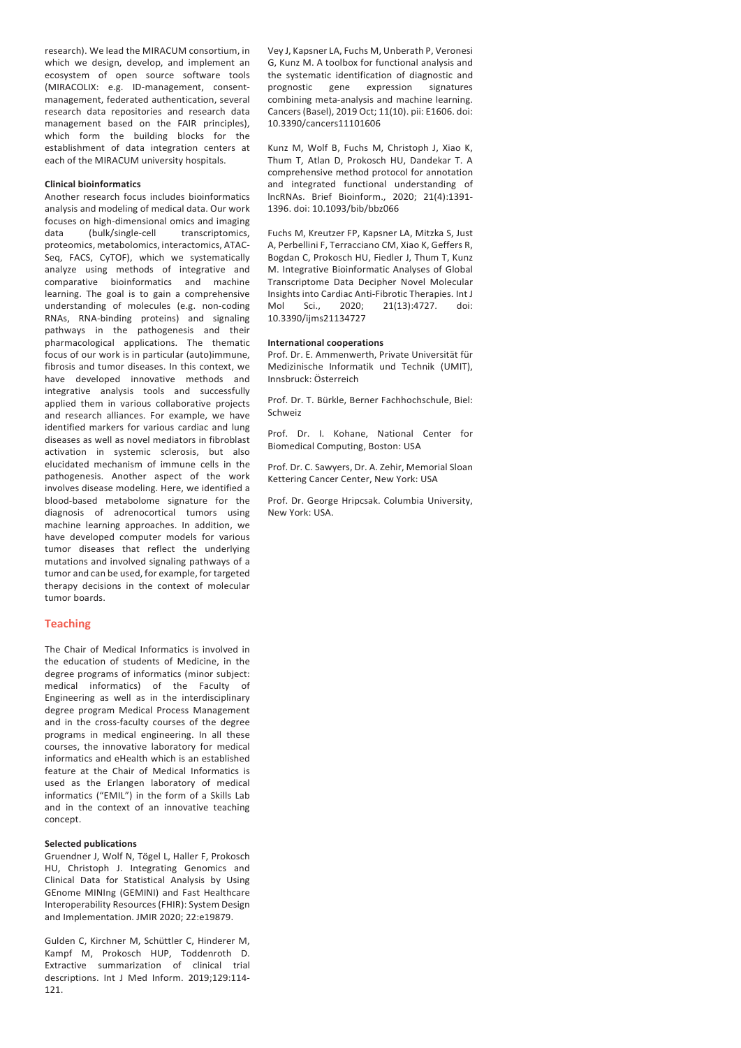research). We lead the MIRACUM consortium, in which we design, develop, and implement an ecosystem of open source software tools (MIRACOLIX: e.g. ID-management, consent-management, federated authentication, several research data repositories and research data management based on the FAIR principles), which form the building blocks for the establishment of data integration centers at each of the MIRACUM university hospitals.

**Clinical bioinformatics**

Another research focus includes bioinformatics analysis and modeling of medical data. Our work focuses on high-dimensional omics and imaging data (bulk/single-cell transcriptomics, proteomics, metabolomics, interactomics, ATAC-Seq, FACS, CyTOF), which we systematically analyze using methods of integrative and comparative bioinformatics and machine learning. The goal is to gain a comprehensive understanding of molecules (e.g. non-coding RNAs, RNA-binding proteins) and signaling pathways in the pathogenesis and their pharmacological applications. The thematic focus of our work is in particular (auto)immune, fibrosis and tumor diseases. In this context, we have developed innovative methods and integrative analysis tools and successfully applied them in various collaborative projects and research alliances. For example, we have identified markers for various cardiac and lung diseases as well as novel mediators in fibroblast activation in systemic sclerosis, but also elucidated mechanism of immune cells in the pathogenesis. Another aspect of the work involves disease modeling. Here, we identified a blood-based metabolome signature for the diagnosis of adrenocortical tumors using machine learning approaches. In addition, we have developed computer models for various tumor diseases that reflect the underlying mutations and involved signaling pathways of a tumor and can be used, for example, for targeted therapy decisions in the context of molecular tumor boards.

## Teaching

The Chair of Medical Informatics is involved in the education of students of Medicine, in the degree programs of informatics (minor subject: medical informatics) of the Faculty of Engineering as well as in the interdisciplinary degree program Medical Process Management and in the cross-faculty courses of the degree programs in medical engineering. In all these courses, the innovative laboratory for medical informatics and eHealth which is an established feature at the Chair of Medical Informatics is used as the Erlangen laboratory of medical informatics ("EMIL") in the form of a Skills Lab and in the context of an innovative teaching concept.

**Selected publications**

Gruendner J, Wolf N, Tögel L, Haller F, Prokosch HU, Christoph J. Integrating Genomics and Clinical Data for Statistical Analysis by Using GEnome MINIng (GEMINI) and Fast Healthcare Interoperability Resources (FHIR): System Design and Implementation. JMIR 2020; 22:e19879.

Gulden C, Kirchner M, Schüttler C, Hinderer M, Kampf M, Prokosch HUP, Toddenroth D. Extractive summarization of clinical trial descriptions. Int J Med Inform. 2019;129:114-121.

Vey J, Kapsner LA, Fuchs M, Unberath P, Veronesi G, Kunz M. A toolbox for functional analysis and the systematic identification of diagnostic and prognostic gene expression signatures combining meta-analysis and machine learning. Cancers (Basel), 2019 Oct; 11(10). pii: E1606. doi: 10.3390/cancers11101606

Kunz M, Wolf B, Fuchs M, Christoph J, Xiao K, Thum T, Atlan D, Prokosch HU, Dandekar T. A comprehensive method protocol for annotation and integrated functional understanding of lncRNAs. Brief Bioinform., 2020; 21(4):1391-1396. doi: 10.1093/bib/bbz066

Fuchs M, Kreutzer FP, Kapsner LA, Mitzka S, Just A, Perbellini F, Terracciano CM, Xiao K, Geffers R, Bogdan C, Prokosch HU, Fiedler J, Thum T, Kunz M. Integrative Bioinformatic Analyses of Global Transcriptome Data Decipher Novel Molecular Insights into Cardiac Anti-Fibrotic Therapies. Int J Mol Sci., 2020; 21(13):4727. doi: 10.3390/ijms21134727

**International cooperations**

Prof. Dr. E. Ammenwerth, Private Universität für Medizinische Informatik und Technik (UMIT), Innsbruck: Österreich

Prof. Dr. T. Bürkle, Berner Fachhochschule, Biel: Schweiz

Prof. Dr. I. Kohane, National Center for Biomedical Computing, Boston: USA

Prof. Dr. C. Sawyers, Dr. A. Zehir, Memorial Sloan Kettering Cancer Center, New York: USA

Prof. Dr. George Hripcsak. Columbia University, New York: USA.